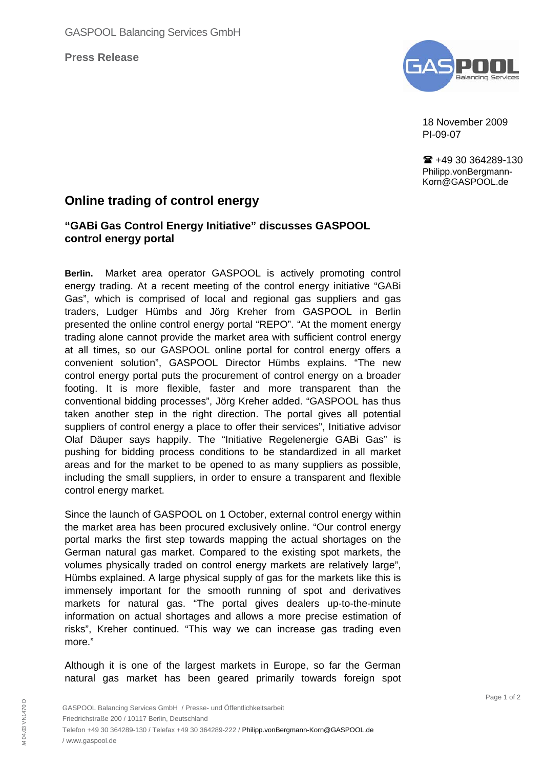GASPOOL Balancing Services GmbH

**Press Release**

18 November 2009
PI-09-07

☎ +49 30 364289-130
Philipp.vonBergmann-Korn@GASPOOL.de

# Online trading of control energy

## "GABi Gas Control Energy Initiative" discusses GASPOOL control energy portal

**Berlin.** Market area operator GASPOOL is actively promoting control energy trading. At a recent meeting of the control energy initiative "GABi Gas", which is comprised of local and regional gas suppliers and gas traders, Ludger Hümbs and Jörg Kreher from GASPOOL in Berlin presented the online control energy portal "REPO". "At the moment energy trading alone cannot provide the market area with sufficient control energy at all times, so our GASPOOL online portal for control energy offers a convenient solution", GASPOOL Director Hümbs explains. "The new control energy portal puts the procurement of control energy on a broader footing. It is more flexible, faster and more transparent than the conventional bidding processes", Jörg Kreher added. "GASPOOL has thus taken another step in the right direction. The portal gives all potential suppliers of control energy a place to offer their services", Initiative advisor Olaf Däuper says happily. The "Initiative Regelenergie GABi Gas" is pushing for bidding process conditions to be standardized in all market areas and for the market to be opened to as many suppliers as possible, including the small suppliers, in order to ensure a transparent and flexible control energy market.

Since the launch of GASPOOL on 1 October, external control energy within the market area has been procured exclusively online. "Our control energy portal marks the first step towards mapping the actual shortages on the German natural gas market. Compared to the existing spot markets, the volumes physically traded on control energy markets are relatively large", Hümbs explained. A large physical supply of gas for the markets like this is immensely important for the smooth running of spot and derivatives markets for natural gas. "The portal gives dealers up-to-the-minute information on actual shortages and allows a more precise estimation of risks", Kreher continued. "This way we can increase gas trading even more."

Although it is one of the largest markets in Europe, so far the German natural gas market has been geared primarily towards foreign spot

GASPOOL Balancing Services GmbH / Presse- und Öffentlichkeitsarbeit
Friedrichstraße 200 / 10117 Berlin, Deutschland
Telefon +49 30 364289-130 / Telefax +49 30 364289-222 / Philipp.vonBergmann-Korn@GASPOOL.de / www.gaspool.de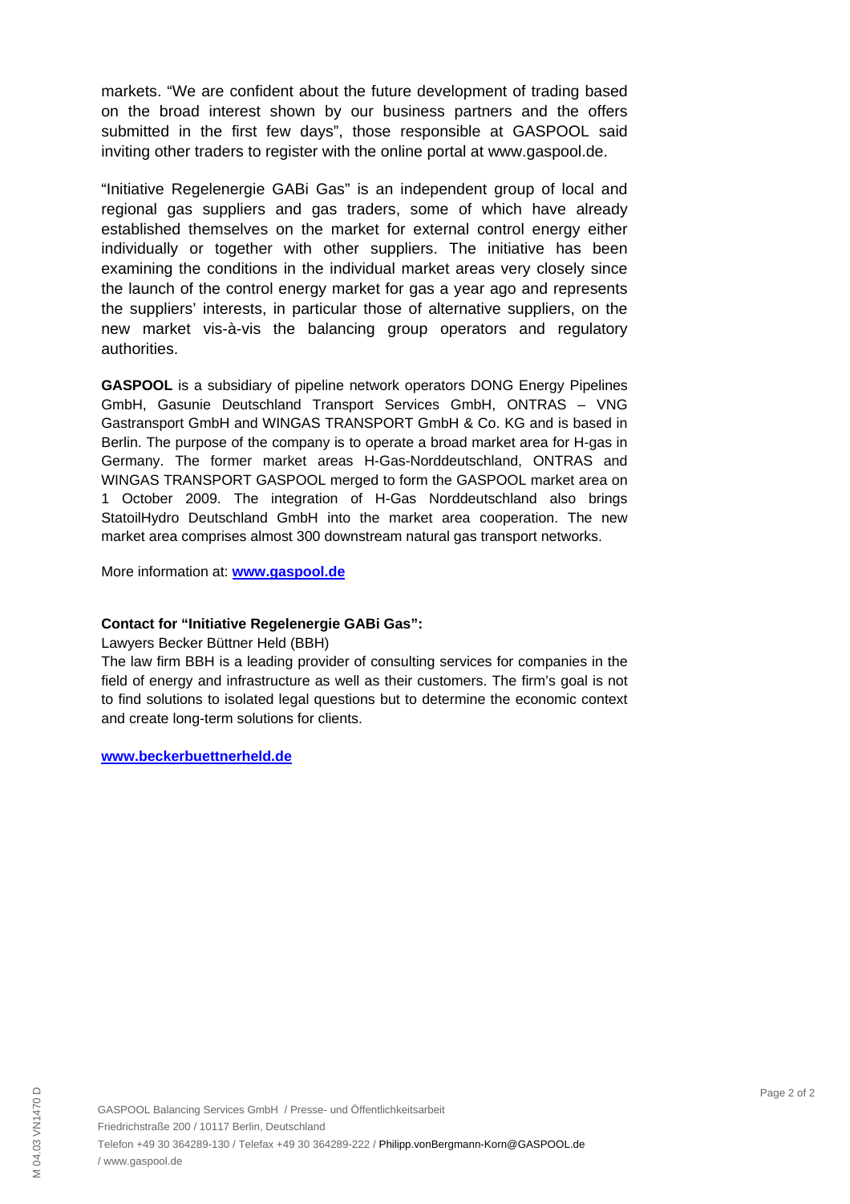markets. "We are confident about the future development of trading based on the broad interest shown by our business partners and the offers submitted in the first few days", those responsible at GASPOOL said inviting other traders to register with the online portal at www.gaspool.de.

"Initiative Regelenergie GABi Gas" is an independent group of local and regional gas suppliers and gas traders, some of which have already established themselves on the market for external control energy either individually or together with other suppliers. The initiative has been examining the conditions in the individual market areas very closely since the launch of the control energy market for gas a year ago and represents the suppliers' interests, in particular those of alternative suppliers, on the new market vis-à-vis the balancing group operators and regulatory authorities.

**GASPOOL** is a subsidiary of pipeline network operators DONG Energy Pipelines GmbH, Gasunie Deutschland Transport Services GmbH, ONTRAS – VNG Gastransport GmbH and WINGAS TRANSPORT GmbH & Co. KG and is based in Berlin. The purpose of the company is to operate a broad market area for H-gas in Germany. The former market areas H-Gas-Norddeutschland, ONTRAS and WINGAS TRANSPORT GASPOOL merged to form the GASPOOL market area on 1 October 2009. The integration of H-Gas Norddeutschland also brings StatoilHydro Deutschland GmbH into the market area cooperation. The new market area comprises almost 300 downstream natural gas transport networks.

More information at: **www.gaspool.de**

**Contact for "Initiative Regelenergie GABi Gas":**

Lawyers Becker Büttner Held (BBH)

The law firm BBH is a leading provider of consulting services for companies in the field of energy and infrastructure as well as their customers. The firm's goal is not to find solutions to isolated legal questions but to determine the economic context and create long-term solutions for clients.

**www.beckerbuettnerheld.de**

GASPOOL Balancing Services GmbH / Presse- und Öffentlichkeitsarbeit
Friedrichstraße 200 / 10117 Berlin, Deutschland
Telefon +49 30 364289-130 / Telefax +49 30 364289-222 / Philipp.vonBergmann-Korn@GASPOOL.de / www.gaspool.de